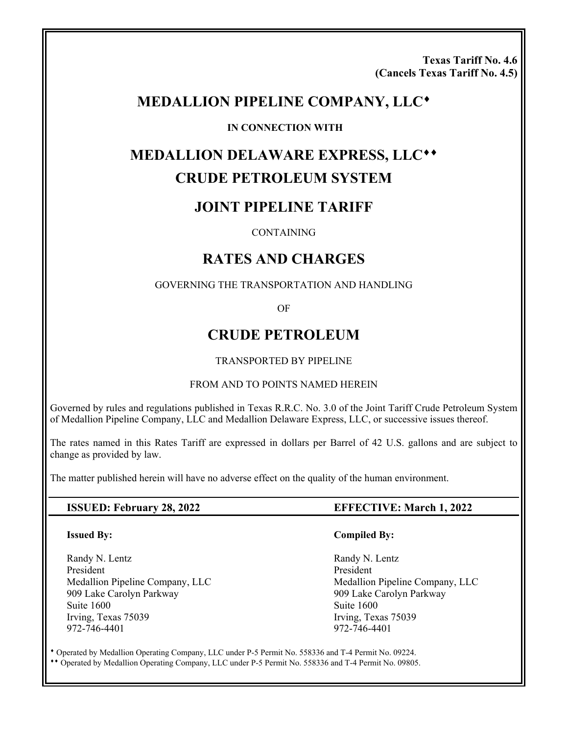**Texas Tariff No. 4.6**
**(Cancels Texas Tariff No. 4.5)**

# MEDALLION PIPELINE COMPANY, LLC♦

**IN CONNECTION WITH**

# MEDALLION DELAWARE EXPRESS, LLC♦♦

# CRUDE PETROLEUM SYSTEM

## JOINT PIPELINE TARIFF

CONTAINING

## RATES AND CHARGES

GOVERNING THE TRANSPORTATION AND HANDLING

OF

## CRUDE PETROLEUM

TRANSPORTED BY PIPELINE

FROM AND TO POINTS NAMED HEREIN

Governed by rules and regulations published in Texas R.R.C. No. 3.0 of the Joint Tariff Crude Petroleum System of Medallion Pipeline Company, LLC and Medallion Delaware Express, LLC, or successive issues thereof.

The rates named in this Rates Tariff are expressed in dollars per Barrel of 42 U.S. gallons and are subject to change as provided by law.

The matter published herein will have no adverse effect on the quality of the human environment.

**ISSUED: February 28, 2022** **EFFECTIVE: March 1, 2022**

**Issued By:**

Randy N. Lentz
President
Medallion Pipeline Company, LLC
909 Lake Carolyn Parkway
Suite 1600
Irving, Texas 75039
972-746-4401

**Compiled By:**

Randy N. Lentz
President
Medallion Pipeline Company, LLC
909 Lake Carolyn Parkway
Suite 1600
Irving, Texas 75039
972-746-4401

♦ Operated by Medallion Operating Company, LLC under P-5 Permit No. 558336 and T-4 Permit No. 09224.
♦♦ Operated by Medallion Operating Company, LLC under P-5 Permit No. 558336 and T-4 Permit No. 09805.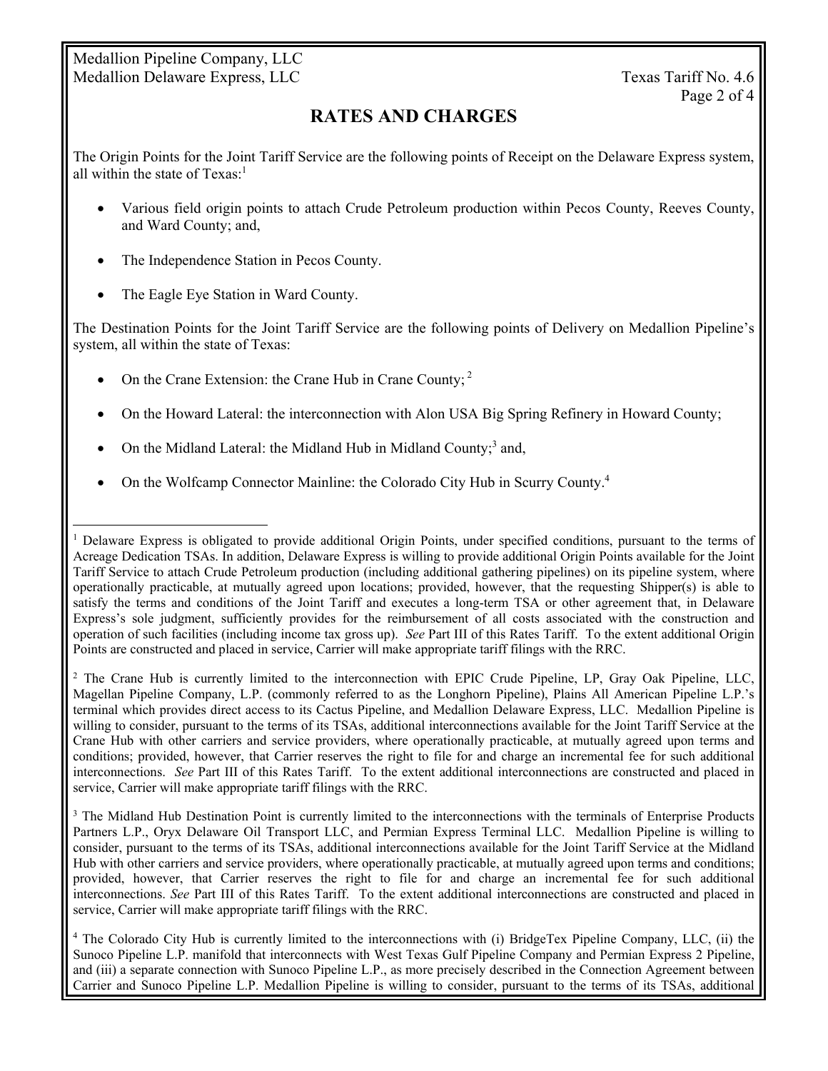# RATES AND CHARGES

The Origin Points for the Joint Tariff Service are the following points of Receipt on the Delaware Express system, all within the state of Texas:[1]

- Various field origin points to attach Crude Petroleum production within Pecos County, Reeves County, and Ward County; and,
- The Independence Station in Pecos County.
- The Eagle Eye Station in Ward County.

The Destination Points for the Joint Tariff Service are the following points of Delivery on Medallion Pipeline's system, all within the state of Texas:

- On the Crane Extension: the Crane Hub in Crane County;[2]
- On the Howard Lateral: the interconnection with Alon USA Big Spring Refinery in Howard County;
- On the Midland Lateral: the Midland Hub in Midland County;[3] and,
- On the Wolfcamp Connector Mainline: the Colorado City Hub in Scurry County.[4]

---

[1] Delaware Express is obligated to provide additional Origin Points, under specified conditions, pursuant to the terms of Acreage Dedication TSAs. In addition, Delaware Express is willing to provide additional Origin Points available for the Joint Tariff Service to attach Crude Petroleum production (including additional gathering pipelines) on its pipeline system, where operationally practicable, at mutually agreed upon locations; provided, however, that the requesting Shipper(s) is able to satisfy the terms and conditions of the Joint Tariff and executes a long-term TSA or other agreement that, in Delaware Express's sole judgment, sufficiently provides for the reimbursement of all costs associated with the construction and operation of such facilities (including income tax gross up). *See* Part III of this Rates Tariff. To the extent additional Origin Points are constructed and placed in service, Carrier will make appropriate tariff filings with the RRC.

[2] The Crane Hub is currently limited to the interconnection with EPIC Crude Pipeline, LP, Gray Oak Pipeline, LLC, Magellan Pipeline Company, L.P. (commonly referred to as the Longhorn Pipeline), Plains All American Pipeline L.P.'s terminal which provides direct access to its Cactus Pipeline, and Medallion Delaware Express, LLC. Medallion Pipeline is willing to consider, pursuant to the terms of its TSAs, additional interconnections available for the Joint Tariff Service at the Crane Hub with other carriers and service providers, where operationally practicable, at mutually agreed upon terms and conditions; provided, however, that Carrier reserves the right to file for and charge an incremental fee for such additional interconnections. *See* Part III of this Rates Tariff. To the extent additional interconnections are constructed and placed in service, Carrier will make appropriate tariff filings with the RRC.

[3] The Midland Hub Destination Point is currently limited to the interconnections with the terminals of Enterprise Products Partners L.P., Oryx Delaware Oil Transport LLC, and Permian Express Terminal LLC. Medallion Pipeline is willing to consider, pursuant to the terms of its TSAs, additional interconnections available for the Joint Tariff Service at the Midland Hub with other carriers and service providers, where operationally practicable, at mutually agreed upon terms and conditions; provided, however, that Carrier reserves the right to file for and charge an incremental fee for such additional interconnections. *See* Part III of this Rates Tariff. To the extent additional interconnections are constructed and placed in service, Carrier will make appropriate tariff filings with the RRC.

[4] The Colorado City Hub is currently limited to the interconnections with (i) BridgeTex Pipeline Company, LLC, (ii) the Sunoco Pipeline L.P. manifold that interconnects with West Texas Gulf Pipeline Company and Permian Express 2 Pipeline, and (iii) a separate connection with Sunoco Pipeline L.P., as more precisely described in the Connection Agreement between Carrier and Sunoco Pipeline L.P. Medallion Pipeline is willing to consider, pursuant to the terms of its TSAs, additional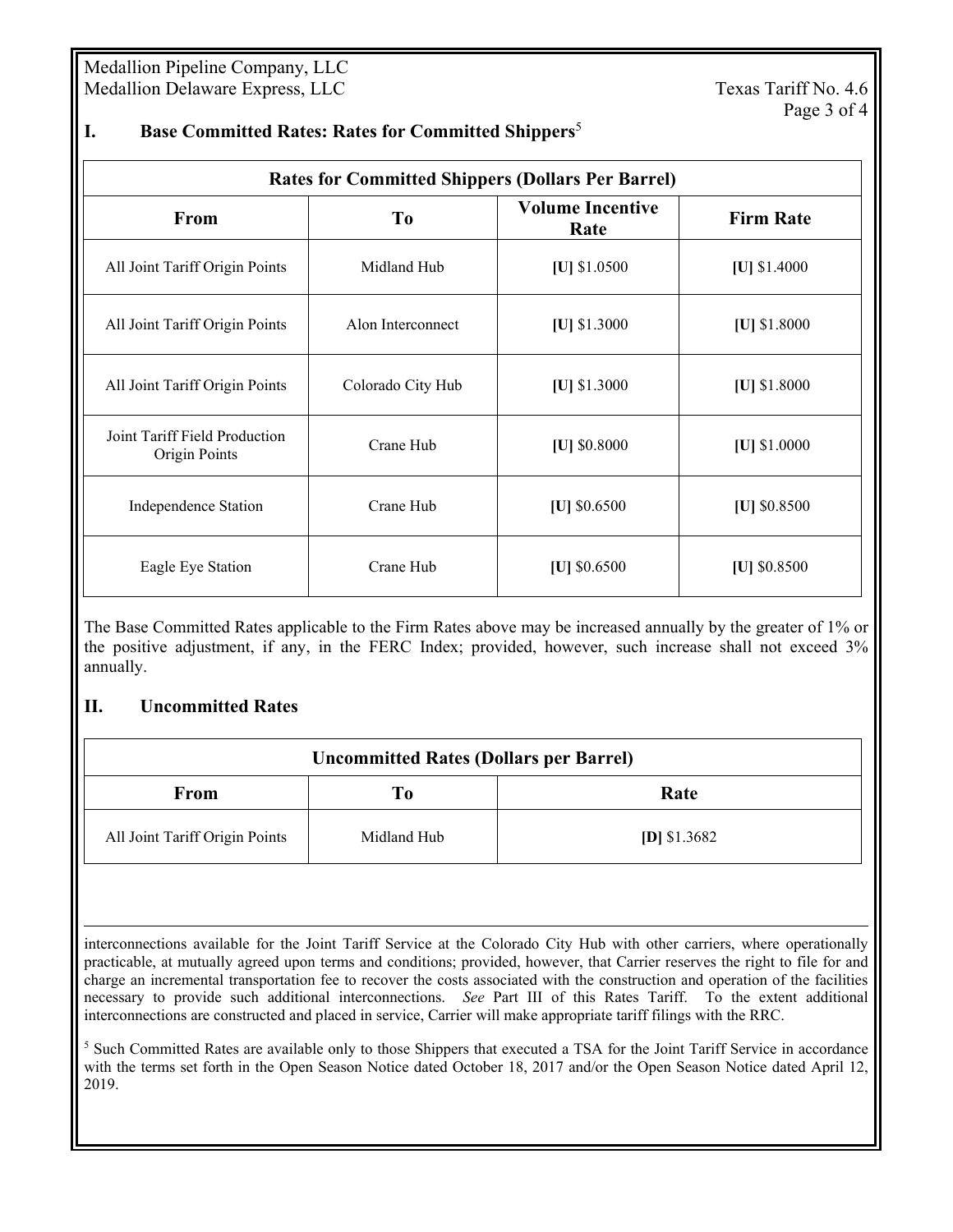## I. Base Committed Rates: Rates for Committed Shippers[5]

| Rates for Committed Shippers (Dollars Per Barrel) | | | |
|---|---|---|---|
| **From** | **To** | **Volume Incentive Rate** | **Firm Rate** |
| All Joint Tariff Origin Points | Midland Hub | **[U]** $1.0500 | **[U]** $1.4000 |
| All Joint Tariff Origin Points | Alon Interconnect | **[U]** $1.3000 | **[U]** $1.8000 |
| All Joint Tariff Origin Points | Colorado City Hub | **[U]** $1.3000 | **[U]** $1.8000 |
| Joint Tariff Field Production Origin Points | Crane Hub | **[U]** $0.8000 | **[U]** $1.0000 |
| Independence Station | Crane Hub | **[U]** $0.6500 | **[U]** $0.8500 |
| Eagle Eye Station | Crane Hub | **[U]** $0.6500 | **[U]** $0.8500 |

The Base Committed Rates applicable to the Firm Rates above may be increased annually by the greater of 1% or the positive adjustment, if any, in the FERC Index; provided, however, such increase shall not exceed 3% annually.

## II. Uncommitted Rates

| Uncommitted Rates (Dollars per Barrel) | | |
|---|---|---|
| **From** | **To** | **Rate** |
| All Joint Tariff Origin Points | Midland Hub | **[D]** $1.3682 |

---

interconnections available for the Joint Tariff Service at the Colorado City Hub with other carriers, where operationally practicable, at mutually agreed upon terms and conditions; provided, however, that Carrier reserves the right to file for and charge an incremental transportation fee to recover the costs associated with the construction and operation of the facilities necessary to provide such additional interconnections. *See* Part III of this Rates Tariff. To the extent additional interconnections are constructed and placed in service, Carrier will make appropriate tariff filings with the RRC.

[5] Such Committed Rates are available only to those Shippers that executed a TSA for the Joint Tariff Service in accordance with the terms set forth in the Open Season Notice dated October 18, 2017 and/or the Open Season Notice dated April 12, 2019.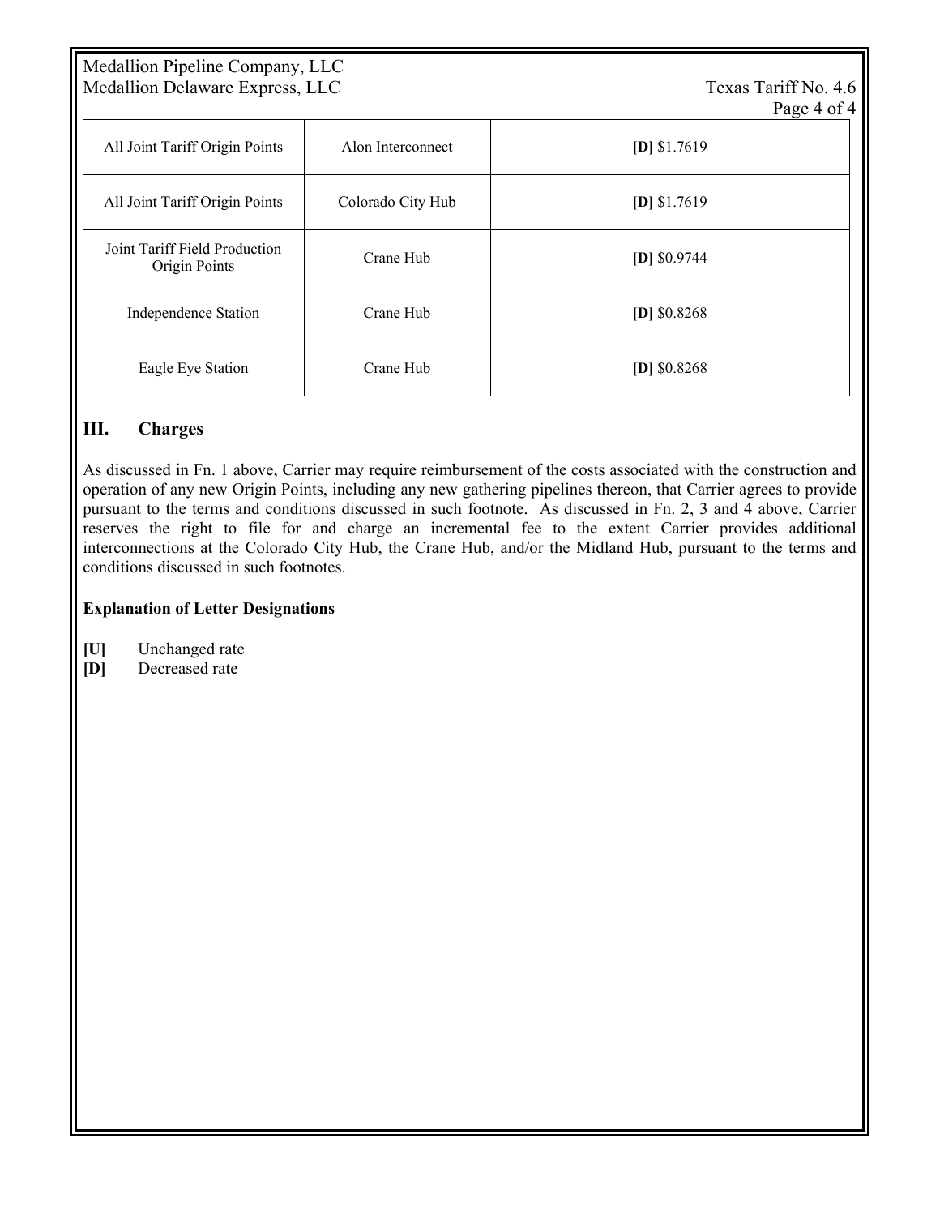| | | |
|---|---|---|
| All Joint Tariff Origin Points | Alon Interconnect | **[D]** $1.7619 |
| All Joint Tariff Origin Points | Colorado City Hub | **[D]** $1.7619 |
| Joint Tariff Field Production Origin Points | Crane Hub | **[D]** $0.9744 |
| Independence Station | Crane Hub | **[D]** $0.8268 |
| Eagle Eye Station | Crane Hub | **[D]** $0.8268 |

## III. Charges

As discussed in Fn. 1 above, Carrier may require reimbursement of the costs associated with the construction and operation of any new Origin Points, including any new gathering pipelines thereon, that Carrier agrees to provide pursuant to the terms and conditions discussed in such footnote. As discussed in Fn. 2, 3 and 4 above, Carrier reserves the right to file for and charge an incremental fee to the extent Carrier provides additional interconnections at the Colorado City Hub, the Crane Hub, and/or the Midland Hub, pursuant to the terms and conditions discussed in such footnotes.

**Explanation of Letter Designations**

**[U]** Unchanged rate
**[D]** Decreased rate